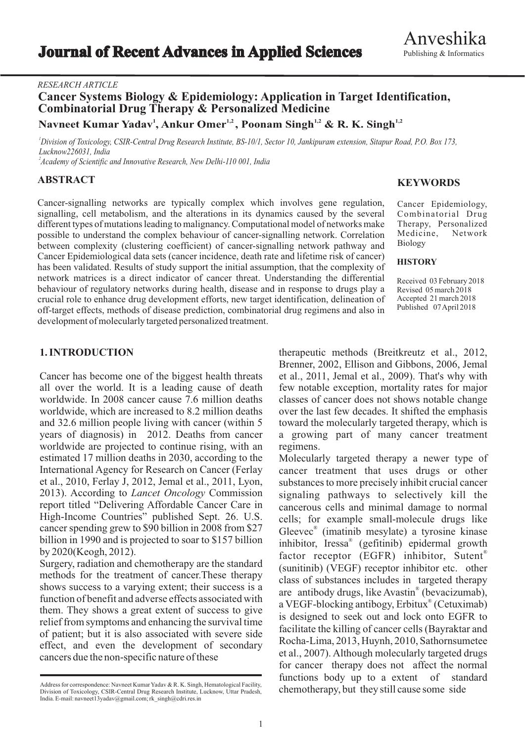RESEARCH ARTICLE

# Cancer Systems Biology & Epidemiology: Application in Target Identification, Combinatorial Drug Therapy & Personalized Medicine

**Navneet Kumar Yadav[1], Ankur Omer[1,2], Poonam Singh[1,2] & R. K. Singh[1,2]**

[1]*Division of Toxicology, CSIR-Central Drug Research Institute, BS-10/1, Sector 10, Jankipuram extension, Sitapur Road, P.O. Box 173, Lucknow226031, India*

[2]*Academy of Scientific and Innovative Research, New Delhi-110 001, India*

## ABSTRACT

Cancer-signalling networks are typically complex which involves gene regulation, signalling, cell metabolism, and the alterations in its dynamics caused by the several different types of mutations leading to malignancy. Computational model of networks make possible to understand the complex behaviour of cancer-signalling network. Correlation between complexity (clustering coefficient) of cancer-signalling network pathway and Cancer Epidemiological data sets (cancer incidence, death rate and lifetime risk of cancer) has been validated. Results of study support the initial assumption, that the complexity of network matrices is a direct indicator of cancer threat. Understanding the differential behaviour of regulatory networks during health, disease and in response to drugs play a crucial role to enhance drug development efforts, new target identification, delineation of off-target effects, methods of disease prediction, combinatorial drug regimens and also in development of molecularly targeted personalized treatment.

## KEYWORDS

Cancer Epidemiology, Combinatorial Drug Therapy, Personalized Medicine, Network Biology

## HISTORY

Received 03 February 2018
Revised 05 march 2018
Accepted 21 march 2018
Published 07 April 2018

## 1. INTRODUCTION

Cancer has become one of the biggest health threats all over the world. It is a leading cause of death worldwide. In 2008 cancer cause 7.6 million deaths worldwide, which are increased to 8.2 million deaths and 32.6 million people living with cancer (within 5 years of diagnosis) in 2012. Deaths from cancer worldwide are projected to continue rising, with an estimated 17 million deaths in 2030, according to the International Agency for Research on Cancer (Ferlay et al., 2010, Ferlay J, 2012, Jemal et al., 2011, Lyon, 2013). According to *Lancet Oncology* Commission report titled "Delivering Affordable Cancer Care in High-Income Countries" published Sept. 26. U.S. cancer spending grew to $90 billion in 2008 from $27 billion in 1990 and is projected to soar to $157 billion by 2020(Keogh, 2012).

Surgery, radiation and chemotherapy are the standard methods for the treatment of cancer.These therapy shows success to a varying extent; their success is a function of benefit and adverse effects associated with them. They shows a great extent of success to give relief from symptoms and enhancing the survival time of patient; but it is also associated with severe side effect, and even the development of secondary cancers due the non-specific nature of these therapeutic methods (Breitkreutz et al., 2012, Brenner, 2002, Ellison and Gibbons, 2006, Jemal et al., 2011, Jemal et al., 2009). That's why with few notable exception, mortality rates for major classes of cancer does not shows notable change over the last few decades. It shifted the emphasis toward the molecularly targeted therapy, which is a growing part of many cancer treatment regimens.

Molecularly targeted therapy a newer type of cancer treatment that uses drugs or other substances to more precisely inhibit crucial cancer signaling pathways to selectively kill the cancerous cells and minimal damage to normal cells; for example small-molecule drugs like Gleevec® (imatinib mesylate) a tyrosine kinase inhibitor, Iressa® (gefitinib) epidermal growth factor receptor (EGFR) inhibitor, Sutent® (sunitinib) (VEGF) receptor inhibitor etc. other class of substances includes in targeted therapy are antibody drugs, like Avastin® (bevacizumab), a VEGF-blocking antibogy, Erbitux® (Cetuximab) is designed to seek out and lock onto EGFR to facilitate the killing of cancer cells (Bayraktar and Rocha-Lima, 2013, Huynh, 2010, Sathornsumetee et al., 2007). Although molecularly targeted drugs for cancer therapy does not affect the normal functions body up to a extent of standard chemotherapy, but they still cause some side

---

Address for correspondence: Navneet Kumar Yadav & R. K. Singh, Hematological Facility, Division of Toxicology, CSIR-Central Drug Research Institute, Lucknow, Uttar Pradesh, India. E-mail: navneet13yadav@gmail.com; rk_singh@cdri.res.in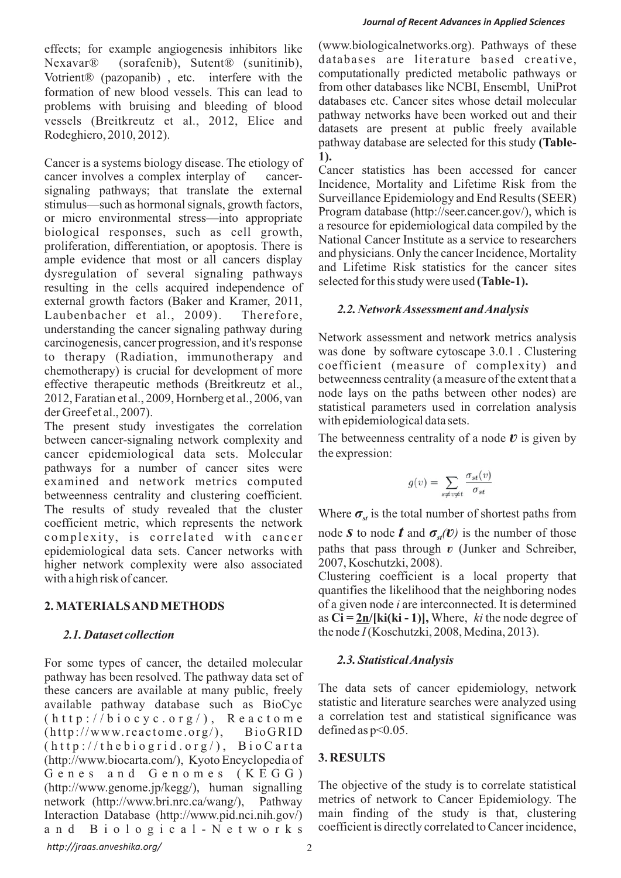effects; for example angiogenesis inhibitors like Nexavar® (sorafenib), Sutent® (sunitinib), Votrient® (pazopanib) , etc. interfere with the formation of new blood vessels. This can lead to problems with bruising and bleeding of blood vessels (Breitkreutz et al., 2012, Elice and Rodeghiero, 2010, 2012).

Cancer is a systems biology disease. The etiology of cancer involves a complex interplay of cancer-signaling pathways; that translate the external stimulus—such as hormonal signals, growth factors, or micro environmental stress—into appropriate biological responses, such as cell growth, proliferation, differentiation, or apoptosis. There is ample evidence that most or all cancers display dysregulation of several signaling pathways resulting in the cells acquired independence of external growth factors (Baker and Kramer, 2011, Laubenbacher et al., 2009). Therefore, understanding the cancer signaling pathway during carcinogenesis, cancer progression, and it's response to therapy (Radiation, immunotherapy and chemotherapy) is crucial for development of more effective therapeutic methods (Breitkreutz et al., 2012, Faratian et al., 2009, Hornberg et al., 2006, van der Greef et al., 2007).

The present study investigates the correlation between cancer-signaling network complexity and cancer epidemiological data sets. Molecular pathways for a number of cancer sites were examined and network metrics computed betweenness centrality and clustering coefficient. The results of study revealed that the cluster coefficient metric, which represents the network complexity, is correlated with cancer epidemiological data sets. Cancer networks with higher network complexity were also associated with a high risk of cancer.

## 2. MATERIALS AND METHODS

### 2.1. Dataset collection

For some types of cancer, the detailed molecular pathway has been resolved. The pathway data set of these cancers are available at many public, freely available pathway database such as BioCyc (http://biocyc.org/), Reactome (http://www.reactome.org/), BioGRID (http://thebiogrid.org/), BioCarta (http://www.biocarta.com/), Kyoto Encyclopedia of Genes and Genomes (KEGG) (http://www.genome.jp/kegg/), human signalling network (http://www.bri.nrc.ca/wang/), Pathway Interaction Database (http://www.pid.nci.nih.gov/) and Biological-Networks (www.biologicalnetworks.org). Pathways of these databases are literature based creative, computationally predicted metabolic pathways or from other databases like NCBI, Ensembl, UniProt databases etc. Cancer sites whose detail molecular pathway networks have been worked out and their datasets are present at public freely available pathway database are selected for this study **(Table-1).**

Cancer statistics has been accessed for cancer Incidence, Mortality and Lifetime Risk from the Surveillance Epidemiology and End Results (SEER) Program database (http://seer.cancer.gov/), which is a resource for epidemiological data compiled by the National Cancer Institute as a service to researchers and physicians. Only the cancer Incidence, Mortality and Lifetime Risk statistics for the cancer sites selected for this study were used **(Table-1).**

### 2.2. Network Assessment and Analysis

Network assessment and network metrics analysis was done by software cytoscape 3.0.1 . Clustering coefficient (measure of complexity) and betweenness centrality (a measure of the extent that a node lays on the paths between other nodes) are statistical parameters used in correlation analysis with epidemiological data sets.

The betweenness centrality of a node $v$ is given by the expression:

$$g(v) = \sum_{s \neq v \neq t} \frac{\sigma_{st}(v)}{\sigma_{st}}$$

Where $\sigma_{st}$ is the total number of shortest paths from node $s$ to node $t$ and $\sigma_{st}(v)$ is the number of those paths that pass through $v$ (Junker and Schreiber, 2007, Koschutzki, 2008).

Clustering coefficient is a local property that quantifies the likelihood that the neighboring nodes of a given node $i$ are interconnected. It is determined as $C_i = 2n/[k_i(k_i - 1)]$, Where, $k_i$ the node degree of the node $I$ (Koschutzki, 2008, Medina, 2013).

### 2.3. Statistical Analysis

The data sets of cancer epidemiology, network statistic and literature searches were analyzed using a correlation test and statistical significance was defined as $p<0.05$.

## 3. RESULTS

The objective of the study is to correlate statistical metrics of network to Cancer Epidemiology. The main finding of the study is that, clustering coefficient is directly correlated to Cancer incidence,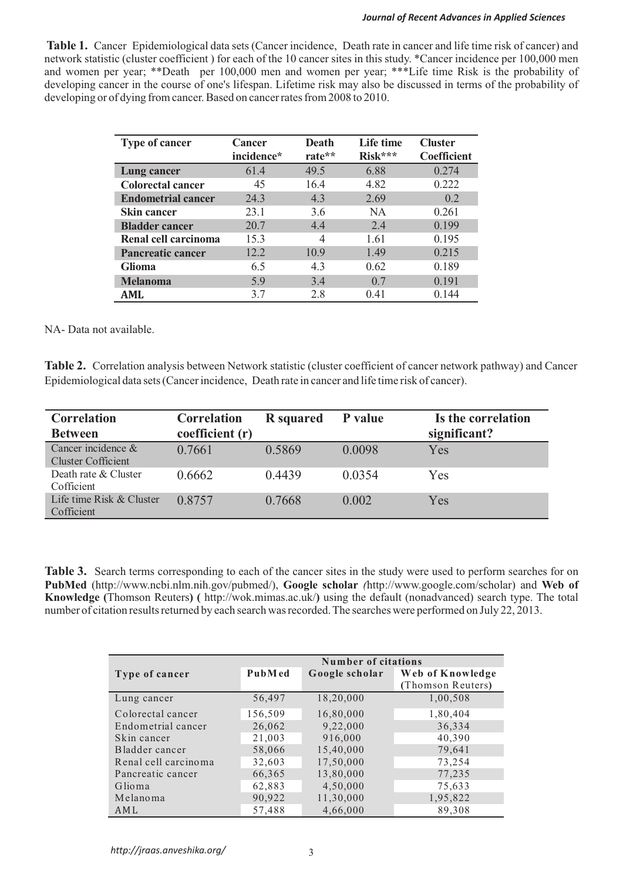**Table 1.** Cancer Epidemiological data sets (Cancer incidence, Death rate in cancer and life time risk of cancer) and network statistic (cluster coefficient ) for each of the 10 cancer sites in this study. *Cancer incidence per 100,000 men and women per year; **Death per 100,000 men and women per year; ***Life time Risk is the probability of developing cancer in the course of one's lifespan. Lifetime risk may also be discussed in terms of the probability of developing or of dying from cancer. Based on cancer rates from 2008 to 2010.

| Type of cancer | Cancer incidence* | Death rate** | Life time Risk*** | Cluster Coefficient |
|---|---|---|---|---|
| **Lung cancer** | 61.4 | 49.5 | 6.88 | 0.274 |
| **Colorectal cancer** | 45 | 16.4 | 4.82 | 0.222 |
| **Endometrial cancer** | 24.3 | 4.3 | 2.69 | 0.2 |
| **Skin cancer** | 23.1 | 3.6 | NA | 0.261 |
| **Bladder cancer** | 20.7 | 4.4 | 2.4 | 0.199 |
| **Renal cell carcinoma** | 15.3 | 4 | 1.61 | 0.195 |
| **Pancreatic cancer** | 12.2 | 10.9 | 1.49 | 0.215 |
| **Glioma** | 6.5 | 4.3 | 0.62 | 0.189 |
| **Melanoma** | 5.9 | 3.4 | 0.7 | 0.191 |
| **AML** | 3.7 | 2.8 | 0.41 | 0.144 |

NA- Data not available.

**Table 2.** Correlation analysis between Network statistic (cluster coefficient of cancer network pathway) and Cancer Epidemiological data sets (Cancer incidence, Death rate in cancer and life time risk of cancer).

| Correlation Between | Correlation coefficient (r) | R squared | P value | Is the correlation significant? |
|---|---|---|---|---|
| Cancer incidence & Cluster Cofficient | 0.7661 | 0.5869 | 0.0098 | Yes |
| Death rate & Cluster Cofficient | 0.6662 | 0.4439 | 0.0354 | Yes |
| Life time Risk & Cluster Cofficient | 0.8757 | 0.7668 | 0.002 | Yes |

**Table 3.** Search terms corresponding to each of the cancer sites in the study were used to perform searches for on **PubMed** (http://www.ncbi.nlm.nih.gov/pubmed/), **Google scholar** *(*http://www.google.com/scholar) and **Web of Knowledge (**Thomson Reuters**) (** http://wok.mimas.ac.uk/**)** using the default (nonadvanced) search type. The total number of citation results returned by each search was recorded. The searches were performed on July 22, 2013.

| Type of cancer | Number of citations | | |
|---|---|---|---|
| | PubMed | Google scholar | Web of Knowledge (Thomson Reuters) |
| Lung cancer | 56,497 | 18,20,000 | 1,00,508 |
| Colorectal cancer | 156,509 | 16,80,000 | 1,80,404 |
| Endometrial cancer | 26,062 | 9,22,000 | 36,334 |
| Skin cancer | 21,003 | 916,000 | 40,390 |
| Bladder cancer | 58,066 | 15,40,000 | 79,641 |
| Renal cell carcinoma | 32,603 | 17,50,000 | 73,254 |
| Pancreatic cancer | 66,365 | 13,80,000 | 77,235 |
| Glioma | 62,883 | 4,50,000 | 75,633 |
| Melanoma | 90,922 | 11,30,000 | 1,95,822 |
| AML | 57,488 | 4,66,000 | 89,308 |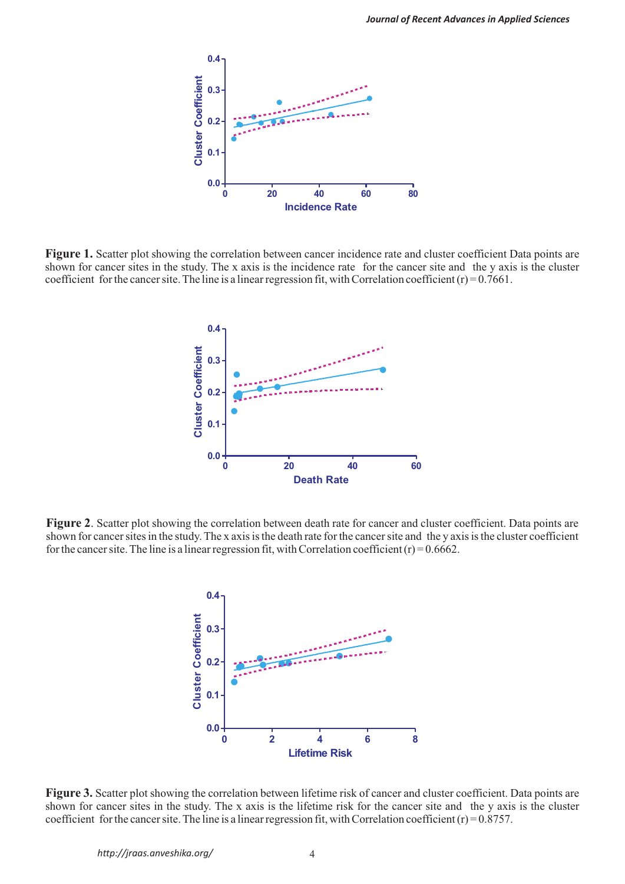**Figure 1.** Scatter plot showing the correlation between cancer incidence rate and cluster coefficient Data points are shown for cancer sites in the study. The x axis is the incidence rate for the cancer site and the y axis is the cluster coefficient for the cancer site. The line is a linear regression fit, with Correlation coefficient (r) = 0.7661.

**Figure 2**. Scatter plot showing the correlation between death rate for cancer and cluster coefficient. Data points are shown for cancer sites in the study. The x axis is the death rate for the cancer site and the y axis is the cluster coefficient for the cancer site. The line is a linear regression fit, with Correlation coefficient (r) = 0.6662.

**Figure 3.** Scatter plot showing the correlation between lifetime risk of cancer and cluster coefficient. Data points are shown for cancer sites in the study. The x axis is the lifetime risk for the cancer site and the y axis is the cluster coefficient for the cancer site. The line is a linear regression fit, with Correlation coefficient (r) = 0.8757.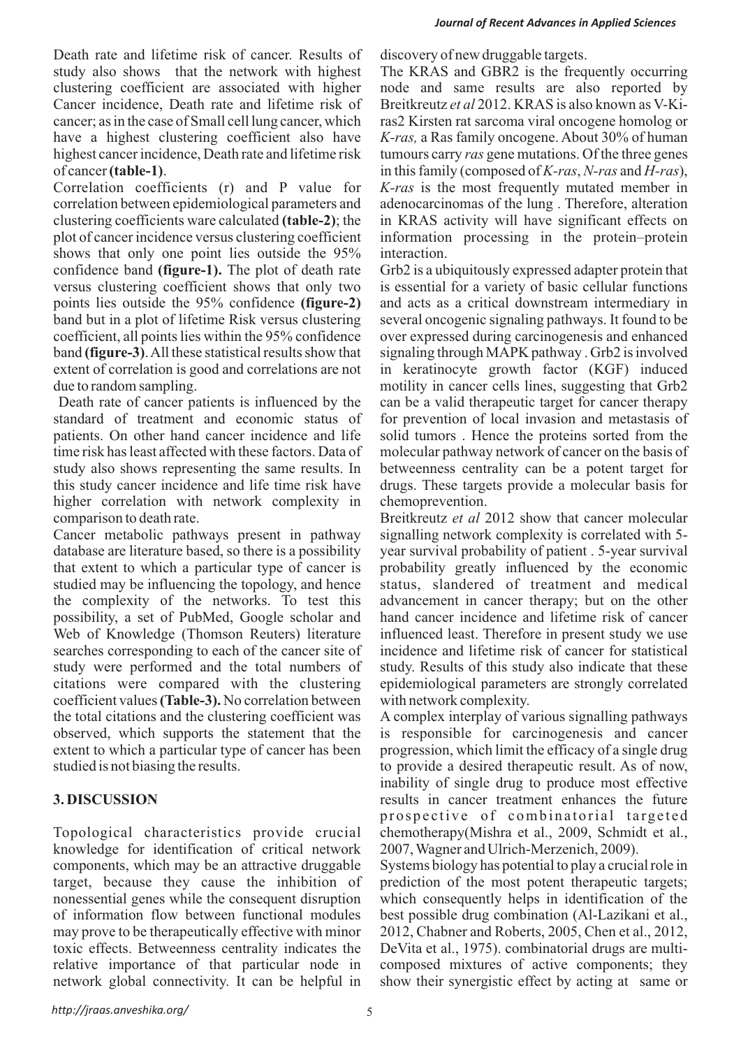Death rate and lifetime risk of cancer. Results of study also shows that the network with highest clustering coefficient are associated with higher Cancer incidence, Death rate and lifetime risk of cancer; as in the case of Small cell lung cancer, which have a highest clustering coefficient also have highest cancer incidence, Death rate and lifetime risk of cancer **(table-1)**.

Correlation coefficients (r) and P value for correlation between epidemiological parameters and clustering coefficients ware calculated **(table-2)**; the plot of cancer incidence versus clustering coefficient shows that only one point lies outside the 95% confidence band **(figure-1).** The plot of death rate versus clustering coefficient shows that only two points lies outside the 95% confidence **(figure-2)** band but in a plot of lifetime Risk versus clustering coefficient, all points lies within the 95% confidence band **(figure-3)**. All these statistical results show that extent of correlation is good and correlations are not due to random sampling.

Death rate of cancer patients is influenced by the standard of treatment and economic status of patients. On other hand cancer incidence and life time risk has least affected with these factors. Data of study also shows representing the same results. In this study cancer incidence and life time risk have higher correlation with network complexity in comparison to death rate.

Cancer metabolic pathways present in pathway database are literature based, so there is a possibility that extent to which a particular type of cancer is studied may be influencing the topology, and hence the complexity of the networks. To test this possibility, a set of PubMed, Google scholar and Web of Knowledge (Thomson Reuters) literature searches corresponding to each of the cancer site of study were performed and the total numbers of citations were compared with the clustering coefficient values **(Table-3).** No correlation between the total citations and the clustering coefficient was observed, which supports the statement that the extent to which a particular type of cancer has been studied is not biasing the results.

## 3. DISCUSSION

Topological characteristics provide crucial knowledge for identification of critical network components, which may be an attractive druggable target, because they cause the inhibition of nonessential genes while the consequent disruption of information flow between functional modules may prove to be therapeutically effective with minor toxic effects. Betweenness centrality indicates the relative importance of that particular node in network global connectivity. It can be helpful in discovery of new druggable targets.

The KRAS and GBR2 is the frequently occurring node and same results are also reported by Breitkreutz *et al* 2012. KRAS is also known as V-Ki-ras2 Kirsten rat sarcoma viral oncogene homolog or *K-ras,* a Ras family oncogene. About 30% of human tumours carry *ras* gene mutations. Of the three genes in this family (composed of *K-ras*, *N-ras* and *H-ras*), *K-ras* is the most frequently mutated member in adenocarcinomas of the lung . Therefore, alteration in KRAS activity will have significant effects on information processing in the protein–protein interaction.

Grb2 is a ubiquitously expressed adapter protein that is essential for a variety of basic cellular functions and acts as a critical downstream intermediary in several oncogenic signaling pathways. It found to be over expressed during carcinogenesis and enhanced signaling through MAPK pathway . Grb2 is involved in keratinocyte growth factor (KGF) induced motility in cancer cells lines, suggesting that Grb2 can be a valid therapeutic target for cancer therapy for prevention of local invasion and metastasis of solid tumors . Hence the proteins sorted from the molecular pathway network of cancer on the basis of betweenness centrality can be a potent target for drugs. These targets provide a molecular basis for chemoprevention.

Breitkreutz *et al* 2012 show that cancer molecular signalling network complexity is correlated with 5-year survival probability of patient . 5-year survival probability greatly influenced by the economic status, slandered of treatment and medical advancement in cancer therapy; but on the other hand cancer incidence and lifetime risk of cancer influenced least. Therefore in present study we use incidence and lifetime risk of cancer for statistical study. Results of this study also indicate that these epidemiological parameters are strongly correlated with network complexity.

A complex interplay of various signalling pathways is responsible for carcinogenesis and cancer progression, which limit the efficacy of a single drug to provide a desired therapeutic result. As of now, inability of single drug to produce most effective results in cancer treatment enhances the future prospective of combinatorial targeted chemotherapy(Mishra et al., 2009, Schmidt et al., 2007, Wagner and Ulrich-Merzenich, 2009).

Systems biology has potential to play a crucial role in prediction of the most potent therapeutic targets; which consequently helps in identification of the best possible drug combination (Al-Lazikani et al., 2012, Chabner and Roberts, 2005, Chen et al., 2012, DeVita et al., 1975). combinatorial drugs are multi-composed mixtures of active components; they show their synergistic effect by acting at same or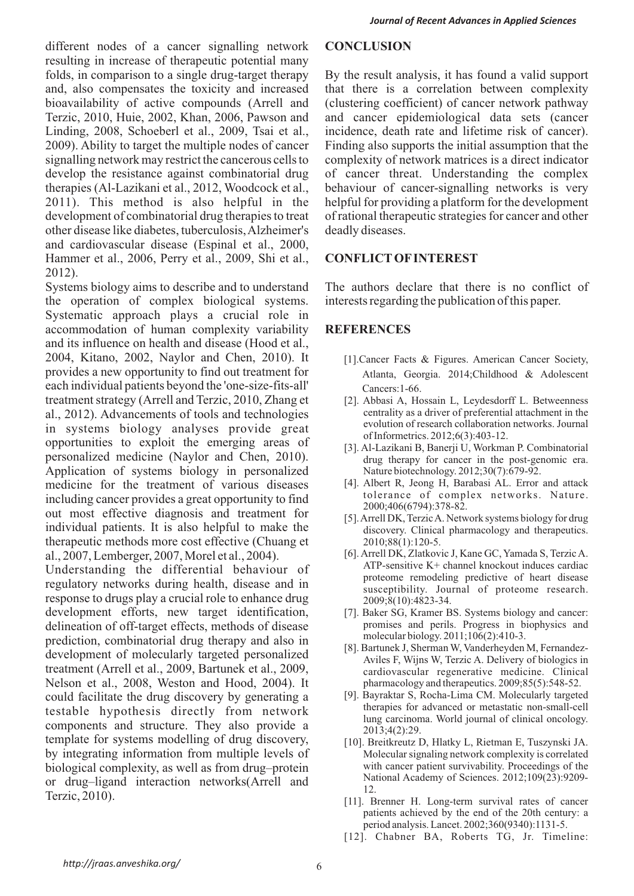different nodes of a cancer signalling network resulting in increase of therapeutic potential many folds, in comparison to a single drug-target therapy and, also compensates the toxicity and increased bioavailability of active compounds (Arrell and Terzic, 2010, Huie, 2002, Khan, 2006, Pawson and Linding, 2008, Schoeberl et al., 2009, Tsai et al., 2009). Ability to target the multiple nodes of cancer signalling network may restrict the cancerous cells to develop the resistance against combinatorial drug therapies (Al-Lazikani et al., 2012, Woodcock et al., 2011). This method is also helpful in the development of combinatorial drug therapies to treat other disease like diabetes, tuberculosis, Alzheimer's and cardiovascular disease (Espinal et al., 2000, Hammer et al., 2006, Perry et al., 2009, Shi et al., 2012).

Systems biology aims to describe and to understand the operation of complex biological systems. Systematic approach plays a crucial role in accommodation of human complexity variability and its influence on health and disease (Hood et al., 2004, Kitano, 2002, Naylor and Chen, 2010). It provides a new opportunity to find out treatment for each individual patients beyond the 'one-size-fits-all' treatment strategy (Arrell and Terzic, 2010, Zhang et al., 2012). Advancements of tools and technologies in systems biology analyses provide great opportunities to exploit the emerging areas of personalized medicine (Naylor and Chen, 2010). Application of systems biology in personalized medicine for the treatment of various diseases including cancer provides a great opportunity to find out most effective diagnosis and treatment for individual patients. It is also helpful to make the therapeutic methods more cost effective (Chuang et al., 2007, Lemberger, 2007, Morel et al., 2004).

Understanding the differential behaviour of regulatory networks during health, disease and in response to drugs play a crucial role to enhance drug development efforts, new target identification, delineation of off-target effects, methods of disease prediction, combinatorial drug therapy and also in development of molecularly targeted personalized treatment (Arrell et al., 2009, Bartunek et al., 2009, Nelson et al., 2008, Weston and Hood, 2004). It could facilitate the drug discovery by generating a testable hypothesis directly from network components and structure. They also provide a template for systems modelling of drug discovery, by integrating information from multiple levels of biological complexity, as well as from drug–protein or drug–ligand interaction networks(Arrell and Terzic, 2010).

## CONCLUSION

By the result analysis, it has found a valid support that there is a correlation between complexity (clustering coefficient) of cancer network pathway and cancer epidemiological data sets (cancer incidence, death rate and lifetime risk of cancer). Finding also supports the initial assumption that the complexity of network matrices is a direct indicator of cancer threat. Understanding the complex behaviour of cancer-signalling networks is very helpful for providing a platform for the development of rational therapeutic strategies for cancer and other deadly diseases.

## CONFLICT OF INTEREST

The authors declare that there is no conflict of interests regarding the publication of this paper.

## REFERENCES

[1]. Cancer Facts & Figures. American Cancer Society, Atlanta, Georgia. 2014;Childhood & Adolescent Cancers:1-66.

[2]. Abbasi A, Hossain L, Leydesdorff L. Betweenness centrality as a driver of preferential attachment in the evolution of research collaboration networks. Journal of Informetrics. 2012;6(3):403-12.

[3]. Al-Lazikani B, Banerji U, Workman P. Combinatorial drug therapy for cancer in the post-genomic era. Nature biotechnology. 2012;30(7):679-92.

[4]. Albert R, Jeong H, Barabasi AL. Error and attack tolerance of complex networks. Nature. 2000;406(6794):378-82.

[5]. Arrell DK, Terzic A. Network systems biology for drug discovery. Clinical pharmacology and therapeutics. 2010;88(1):120-5.

[6]. Arrell DK, Zlatkovic J, Kane GC, Yamada S, Terzic A. ATP-sensitive K+ channel knockout induces cardiac proteome remodeling predictive of heart disease susceptibility. Journal of proteome research. 2009;8(10):4823-34.

[7]. Baker SG, Kramer BS. Systems biology and cancer: promises and perils. Progress in biophysics and molecular biology. 2011;106(2):410-3.

[8]. Bartunek J, Sherman W, Vanderheyden M, Fernandez-Aviles F, Wijns W, Terzic A. Delivery of biologics in cardiovascular regenerative medicine. Clinical pharmacology and therapeutics. 2009;85(5):548-52.

[9]. Bayraktar S, Rocha-Lima CM. Molecularly targeted therapies for advanced or metastatic non-small-cell lung carcinoma. World journal of clinical oncology. 2013;4(2):29.

[10]. Breitkreutz D, Hlatky L, Rietman E, Tuszynski JA. Molecular signaling network complexity is correlated with cancer patient survivability. Proceedings of the National Academy of Sciences. 2012;109(23):9209-12.

[11]. Brenner H. Long-term survival rates of cancer patients achieved by the end of the 20th century: a period analysis. Lancet. 2002;360(9340):1131-5.

[12]. Chabner BA, Roberts TG, Jr. Timeline: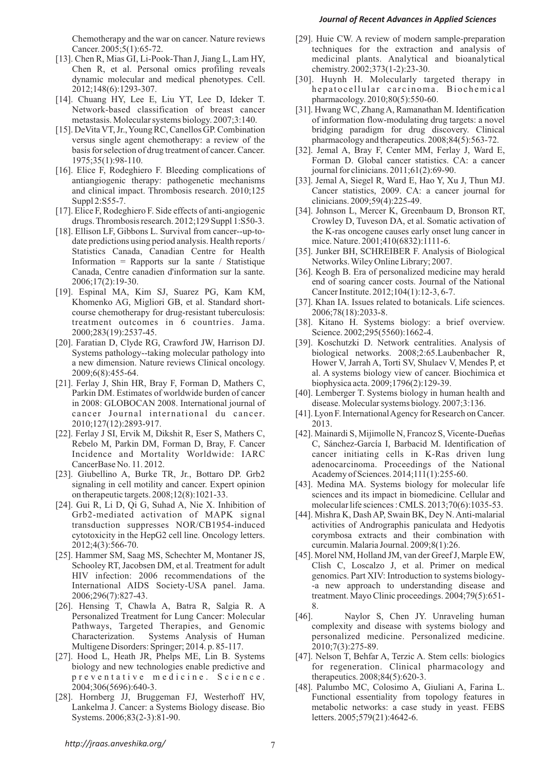Chemotherapy and the war on cancer. Nature reviews Cancer. 2005;5(1):65-72.

[13]. Chen R, Mias GI, Li-Pook-Than J, Jiang L, Lam HY, Chen R, et al. Personal omics profiling reveals dynamic molecular and medical phenotypes. Cell. 2012;148(6):1293-307.

[14]. Chuang HY, Lee E, Liu YT, Lee D, Ideker T. Network-based classification of breast cancer metastasis. Molecular systems biology. 2007;3:140.

[15]. DeVita VT, Jr., Young RC, Canellos GP. Combination versus single agent chemotherapy: a review of the basis for selection of drug treatment of cancer. Cancer. 1975;35(1):98-110.

[16]. Elice F, Rodeghiero F. Bleeding complications of antiangiogenic therapy: pathogenetic mechanisms and clinical impact. Thrombosis research. 2010;125 Suppl 2:S55-7.

[17]. Elice F, Rodeghiero F. Side effects of anti-angiogenic drugs. Thrombosis research. 2012;129 Suppl 1:S50-3.

[18]. Ellison LF, Gibbons L. Survival from cancer--up-to-date predictions using period analysis. Health reports / Statistics Canada, Canadian Centre for Health Information = Rapports sur la sante / Statistique Canada, Centre canadien d'information sur la sante. 2006;17(2):19-30.

[19]. Espinal MA, Kim SJ, Suarez PG, Kam KM, Khomenko AG, Migliori GB, et al. Standard short-course chemotherapy for drug-resistant tuberculosis: treatment outcomes in 6 countries. Jama. 2000;283(19):2537-45.

[20]. Faratian D, Clyde RG, Crawford JW, Harrison DJ. Systems pathology--taking molecular pathology into a new dimension. Nature reviews Clinical oncology. 2009;6(8):455-64.

[21]. Ferlay J, Shin HR, Bray F, Forman D, Mathers C, Parkin DM. Estimates of worldwide burden of cancer in 2008: GLOBOCAN 2008. International journal of cancer Journal international du cancer. 2010;127(12):2893-917.

[22]. Ferlay J SI, Ervik M, Dikshit R, Eser S, Mathers C, Rebelo M, Parkin DM, Forman D, Bray, F. Cancer Incidence and Mortality Worldwide: IARC CancerBase No. 11. 2012.

[23]. Giubellino A, Burke TR, Jr., Bottaro DP. Grb2 signaling in cell motility and cancer. Expert opinion on therapeutic targets. 2008;12(8):1021-33.

[24]. Gui R, Li D, Qi G, Suhad A, Nie X. Inhibition of Grb2-mediated activation of MAPK signal transduction suppresses NOR/CB1954-induced cytotoxicity in the HepG2 cell line. Oncology letters. 2012;4(3):566-70.

[25]. Hammer SM, Saag MS, Schechter M, Montaner JS, Schooley RT, Jacobsen DM, et al. Treatment for adult HIV infection: 2006 recommendations of the International AIDS Society-USA panel. Jama. 2006;296(7):827-43.

[26]. Hensing T, Chawla A, Batra R, Salgia R. A Personalized Treatment for Lung Cancer: Molecular Pathways, Targeted Therapies, and Genomic Characterization. Systems Analysis of Human Multigene Disorders: Springer; 2014. p. 85-117.

[27]. Hood L, Heath JR, Phelps ME, Lin B. Systems biology and new technologies enable predictive and preventative medicine. Science. 2004;306(5696):640-3.

[28]. Hornberg JJ, Bruggeman FJ, Westerhoff HV, Lankelma J. Cancer: a Systems Biology disease. Bio Systems. 2006;83(2-3):81-90.

[29]. Huie CW. A review of modern sample-preparation techniques for the extraction and analysis of medicinal plants. Analytical and bioanalytical chemistry. 2002;373(1-2):23-30.

[30]. Huynh H. Molecularly targeted therapy in hepatocellular carcinoma. Biochemical pharmacology. 2010;80(5):550-60.

[31]. Hwang WC, Zhang A, Ramanathan M. Identification of information flow-modulating drug targets: a novel bridging paradigm for drug discovery. Clinical pharmacology and therapeutics. 2008;84(5):563-72.

[32]. Jemal A, Bray F, Center MM, Ferlay J, Ward E, Forman D. Global cancer statistics. CA: a cancer journal for clinicians. 2011;61(2):69-90.

[33]. Jemal A, Siegel R, Ward E, Hao Y, Xu J, Thun MJ. Cancer statistics, 2009. CA: a cancer journal for clinicians. 2009;59(4):225-49.

[34]. Johnson L, Mercer K, Greenbaum D, Bronson RT, Crowley D, Tuveson DA, et al. Somatic activation of the K-ras oncogene causes early onset lung cancer in mice. Nature. 2001;410(6832):1111-6.

[35]. Junker BH, SCHREIBER F. Analysis of Biological Networks. Wiley Online Library; 2007.

[36]. Keogh B. Era of personalized medicine may herald end of soaring cancer costs. Journal of the National Cancer Institute. 2012;104(1):12-3, 6-7.

[37]. Khan IA. Issues related to botanicals. Life sciences. 2006;78(18):2033-8.

[38]. Kitano H. Systems biology: a brief overview. Science. 2002;295(5560):1662-4.

[39]. Koschutzki D. Network centralities. Analysis of biological networks. 2008;2:65.Laubenbacher R, Hower V, Jarrah A, Torti SV, Shulaev V, Mendes P, et al. A systems biology view of cancer. Biochimica et biophysica acta. 2009;1796(2):129-39.

[40]. Lemberger T. Systems biology in human health and disease. Molecular systems biology. 2007;3:136.

[41]. Lyon F. International Agency for Research on Cancer. 2013.

[42]. Mainardi S, Mijimolle N, Francoz S, Vicente-Dueñas C, Sánchez-García I, Barbacid M. Identification of cancer initiating cells in K-Ras driven lung adenocarcinoma. Proceedings of the National Academy of Sciences. 2014;111(1):255-60.

[43]. Medina MA. Systems biology for molecular life sciences and its impact in biomedicine. Cellular and molecular life sciences : CMLS. 2013;70(6):1035-53.

[44]. Mishra K, Dash AP, Swain BK, Dey N. Anti-malarial activities of Andrographis paniculata and Hedyotis corymbosa extracts and their combination with curcumin. Malaria Journal. 2009;8(1):26.

[45]. Morel NM, Holland JM, van der Greef J, Marple EW, Clish C, Loscalzo J, et al. Primer on medical genomics. Part XIV: Introduction to systems biology--a new approach to understanding disease and treatment. Mayo Clinic proceedings. 2004;79(5):651-8.

[46]. Naylor S, Chen JY. Unraveling human complexity and disease with systems biology and personalized medicine. Personalized medicine. 2010;7(3):275-89.

[47]. Nelson T, Behfar A, Terzic A. Stem cells: biologics for regeneration. Clinical pharmacology and therapeutics. 2008;84(5):620-3.

[48]. Palumbo MC, Colosimo A, Giuliani A, Farina L. Functional essentiality from topology features in metabolic networks: a case study in yeast. FEBS letters. 2005;579(21):4642-6.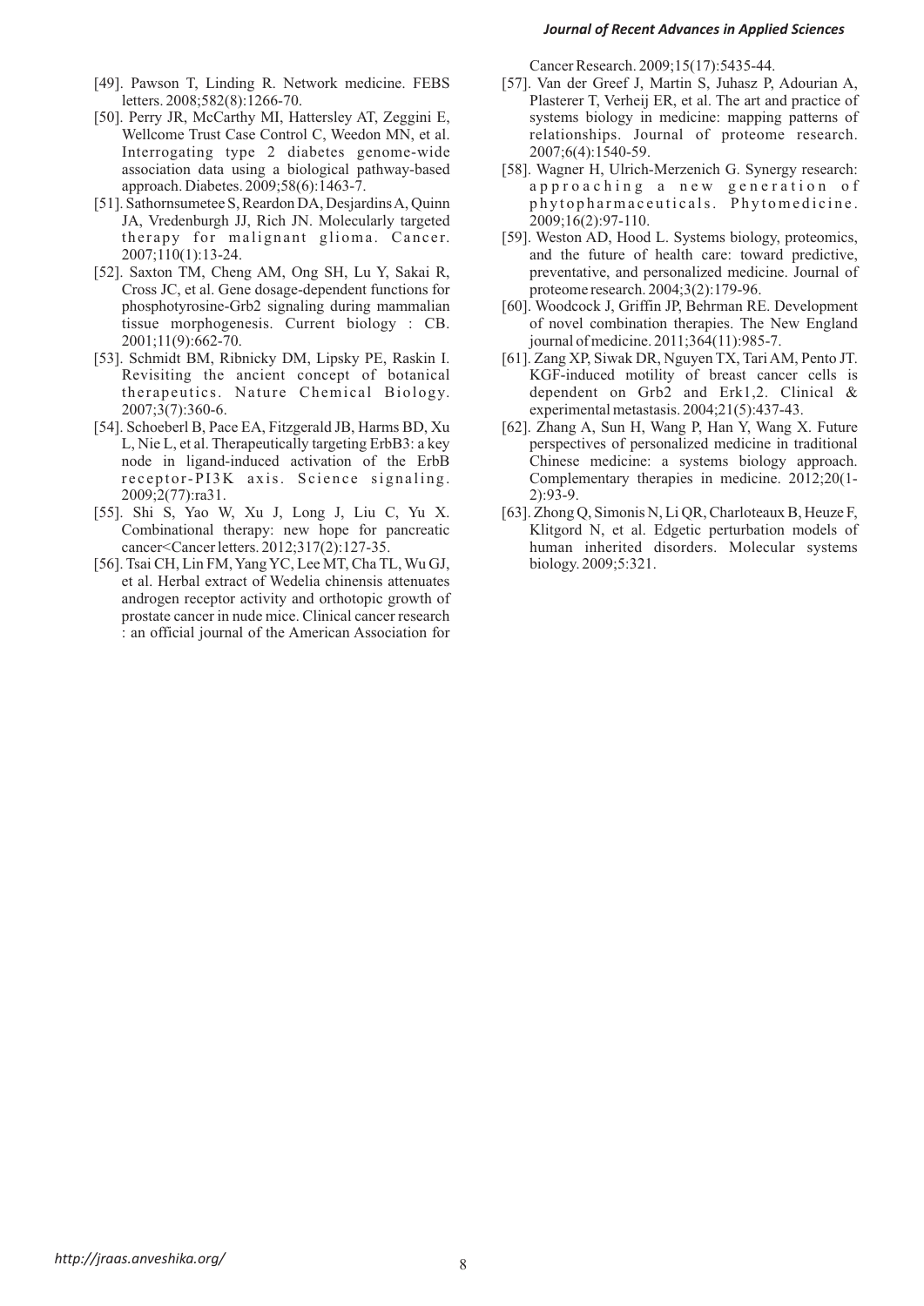[49]. Pawson T, Linding R. Network medicine. FEBS letters. 2008;582(8):1266-70.

[50]. Perry JR, McCarthy MI, Hattersley AT, Zeggini E, Wellcome Trust Case Control C, Weedon MN, et al. Interrogating type 2 diabetes genome-wide association data using a biological pathway-based approach. Diabetes. 2009;58(6):1463-7.

[51]. Sathornsumetee S, Reardon DA, Desjardins A, Quinn JA, Vredenburgh JJ, Rich JN. Molecularly targeted therapy for malignant glioma. Cancer. 2007;110(1):13-24.

[52]. Saxton TM, Cheng AM, Ong SH, Lu Y, Sakai R, Cross JC, et al. Gene dosage-dependent functions for phosphotyrosine-Grb2 signaling during mammalian tissue morphogenesis. Current biology : CB. 2001;11(9):662-70.

[53]. Schmidt BM, Ribnicky DM, Lipsky PE, Raskin I. Revisiting the ancient concept of botanical therapeutics. Nature Chemical Biology. 2007;3(7):360-6.

[54]. Schoeberl B, Pace EA, Fitzgerald JB, Harms BD, Xu L, Nie L, et al. Therapeutically targeting ErbB3: a key node in ligand-induced activation of the ErbB receptor-PI3K axis. Science signaling. 2009;2(77):ra31.

[55]. Shi S, Yao W, Xu J, Long J, Liu C, Yu X. Combinational therapy: new hope for pancreatic cancer<Cancer letters. 2012;317(2):127-35.

[56]. Tsai CH, Lin FM, Yang YC, Lee MT, Cha TL, Wu GJ, et al. Herbal extract of Wedelia chinensis attenuates androgen receptor activity and orthotopic growth of prostate cancer in nude mice. Clinical cancer research : an official journal of the American Association for Cancer Research. 2009;15(17):5435-44.

[57]. Van der Greef J, Martin S, Juhasz P, Adourian A, Plasterer T, Verheij ER, et al. The art and practice of systems biology in medicine: mapping patterns of relationships. Journal of proteome research. 2007;6(4):1540-59.

[58]. Wagner H, Ulrich-Merzenich G. Synergy research: approaching a new generation of phytopharmaceuticals. Phytomedicine. 2009;16(2):97-110.

[59]. Weston AD, Hood L. Systems biology, proteomics, and the future of health care: toward predictive, preventative, and personalized medicine. Journal of proteome research. 2004;3(2):179-96.

[60]. Woodcock J, Griffin JP, Behrman RE. Development of novel combination therapies. The New England journal of medicine. 2011;364(11):985-7.

[61]. Zang XP, Siwak DR, Nguyen TX, Tari AM, Pento JT. KGF-induced motility of breast cancer cells is dependent on Grb2 and Erk1,2. Clinical & experimental metastasis. 2004;21(5):437-43.

[62]. Zhang A, Sun H, Wang P, Han Y, Wang X. Future perspectives of personalized medicine in traditional Chinese medicine: a systems biology approach. Complementary therapies in medicine. 2012;20(1-2):93-9.

[63]. Zhong Q, Simonis N, Li QR, Charloteaux B, Heuze F, Klitgord N, et al. Edgetic perturbation models of human inherited disorders. Molecular systems biology. 2009;5:321.